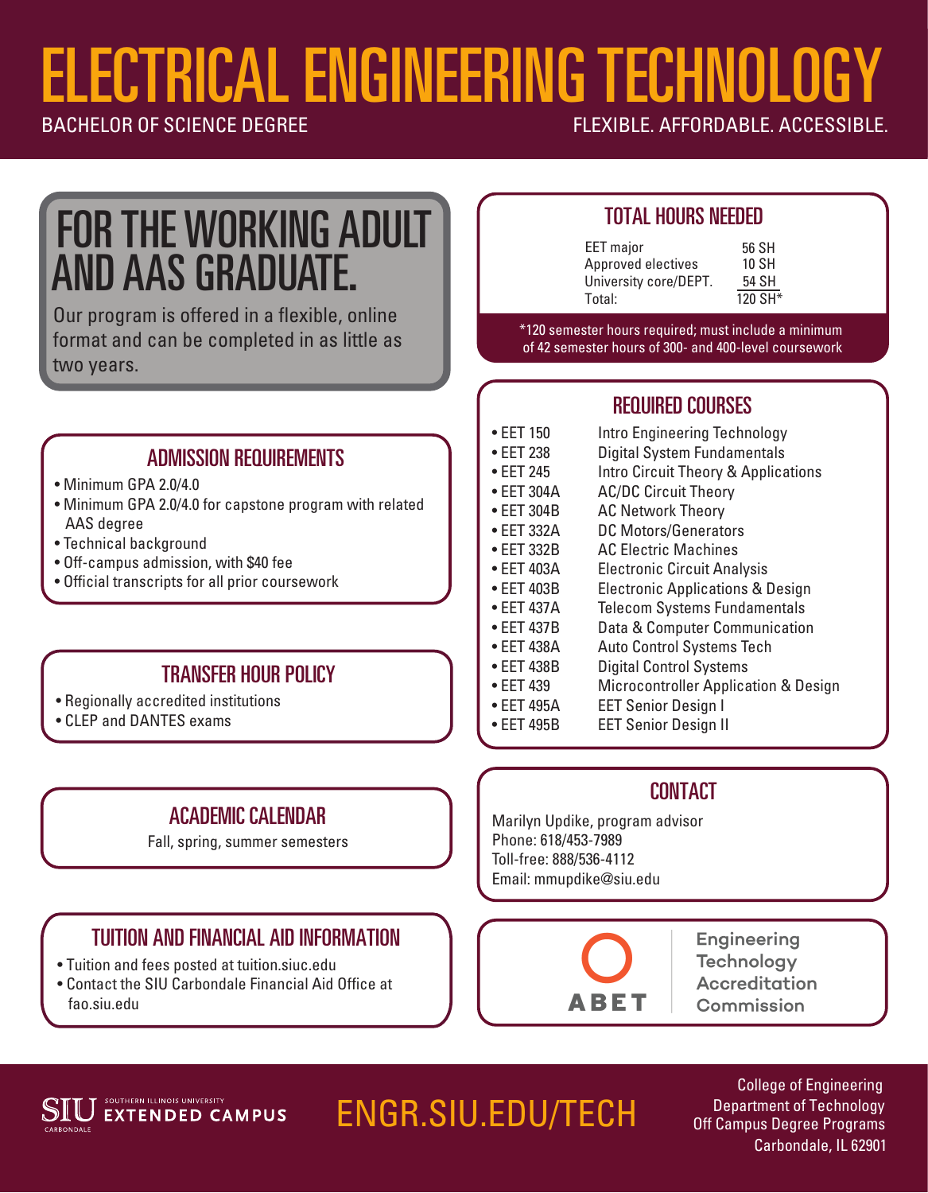# ELECTRICAL ENGINEERING TECHNOLOGY

BACHELOR OF SCIENCE DEGREE

FLEXIBLE. AFFORDABLE. ACCESSIBLE.

## FOR THE WORKING ADULT AND AAS GRADUATE.

Our program is offered in a flexible, online format and can be completed in as little as two years.

### TOTAL HOURS NEEDED

| | |
|---|---|
| EET major | 56 SH |
| Approved electives | 10 SH |
| University core/DEPT. | 54 SH |
| Total: | 120 SH* |

*120 semester hours required; must include a minimum of 42 semester hours of 300- and 400-level coursework

### ADMISSION REQUIREMENTS

- Minimum GPA 2.0/4.0
- Minimum GPA 2.0/4.0 for capstone program with related AAS degree
- Technical background
- Off-campus admission, with $40 fee
- Official transcripts for all prior coursework

### REQUIRED COURSES

- EET 150 Intro Engineering Technology
- EET 238 Digital System Fundamentals
- EET 245 Intro Circuit Theory & Applications
- EET 304A AC/DC Circuit Theory
- EET 304B AC Network Theory
- EET 332A DC Motors/Generators
- EET 332B AC Electric Machines
- EET 403A Electronic Circuit Analysis
- EET 403B Electronic Applications & Design
- EET 437A Telecom Systems Fundamentals
- EET 437B Data & Computer Communication
- EET 438A Auto Control Systems Tech
- EET 438B Digital Control Systems
- EET 439 Microcontroller Application & Design
- EET 495A EET Senior Design I
- EET 495B EET Senior Design II

### TRANSFER HOUR POLICY

- Regionally accredited institutions
- CLEP and DANTES exams

### ACADEMIC CALENDAR

Fall, spring, summer semesters

### CONTACT

Marilyn Updike, program advisor
Phone: 618/453-7989
Toll-free: 888/536-4112
Email: mmupdike@siu.edu

### TUITION AND FINANCIAL AID INFORMATION

- Tuition and fees posted at tuition.siuc.edu
- Contact the SIU Carbondale Financial Aid Office at fao.siu.edu

ABET — Engineering Technology Accreditation Commission

SIU Southern Illinois University Carbondale — EXTENDED CAMPUS

ENGR.SIU.EDU/TECH

College of Engineering
Department of Technology
Off Campus Degree Programs
Carbondale, IL 62901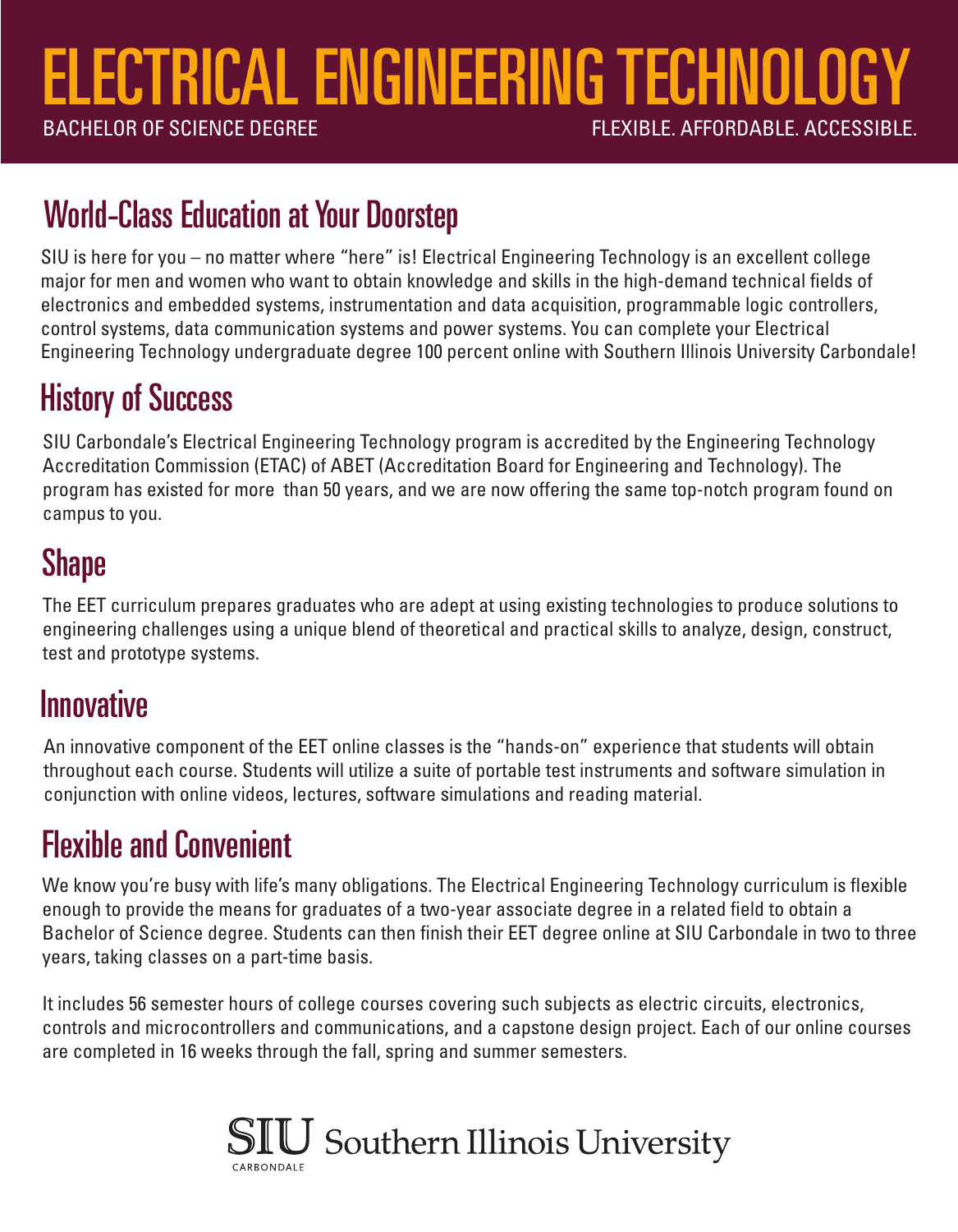# ELECTRICAL ENGINEERING TECHNOLOGY

BACHELOR OF SCIENCE DEGREE

FLEXIBLE. AFFORDABLE. ACCESSIBLE.

## World-Class Education at Your Doorstep

SIU is here for you – no matter where "here" is! Electrical Engineering Technology is an excellent college major for men and women who want to obtain knowledge and skills in the high-demand technical fields of electronics and embedded systems, instrumentation and data acquisition, programmable logic controllers, control systems, data communication systems and power systems. You can complete your Electrical Engineering Technology undergraduate degree 100 percent online with Southern Illinois University Carbondale!

## History of Success

SIU Carbondale's Electrical Engineering Technology program is accredited by the Engineering Technology Accreditation Commission (ETAC) of ABET (Accreditation Board for Engineering and Technology). The program has existed for more than 50 years, and we are now offering the same top-notch program found on campus to you.

## Shape

The EET curriculum prepares graduates who are adept at using existing technologies to produce solutions to engineering challenges using a unique blend of theoretical and practical skills to analyze, design, construct, test and prototype systems.

## Innovative

An innovative component of the EET online classes is the "hands-on" experience that students will obtain throughout each course. Students will utilize a suite of portable test instruments and software simulation in conjunction with online videos, lectures, software simulations and reading material.

## Flexible and Convenient

We know you're busy with life's many obligations. The Electrical Engineering Technology curriculum is flexible enough to provide the means for graduates of a two-year associate degree in a related field to obtain a Bachelor of Science degree. Students can then finish their EET degree online at SIU Carbondale in two to three years, taking classes on a part-time basis.

It includes 56 semester hours of college courses covering such subjects as electric circuits, electronics, controls and microcontrollers and communications, and a capstone design project. Each of our online courses are completed in 16 weeks through the fall, spring and summer semesters.

SIU Southern Illinois University CARBONDALE